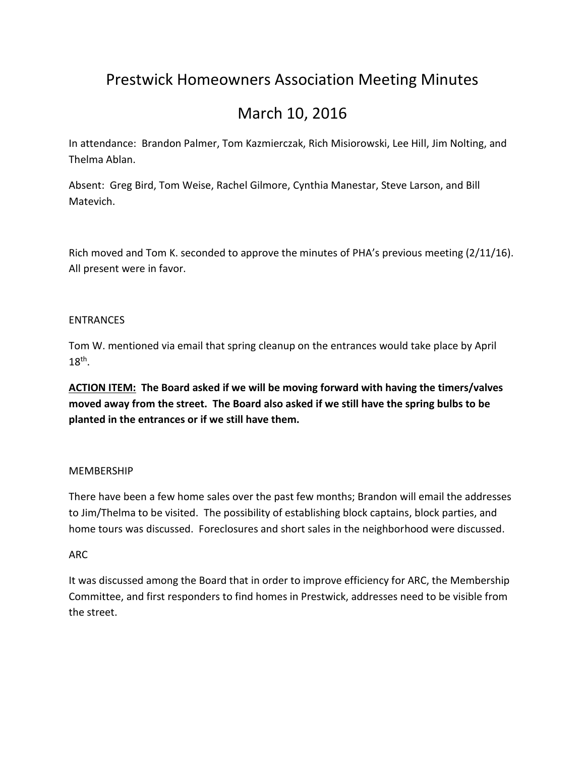# Prestwick Homeowners Association Meeting Minutes

# March 10, 2016

In attendance: Brandon Palmer, Tom Kazmierczak, Rich Misiorowski, Lee Hill, Jim Nolting, and Thelma Ablan.

Absent: Greg Bird, Tom Weise, Rachel Gilmore, Cynthia Manestar, Steve Larson, and Bill Matevich.

Rich moved and Tom K. seconded to approve the minutes of PHA's previous meeting (2/11/16). All present were in favor.

ENTRANCES

Tom W. mentioned via email that spring cleanup on the entrances would take place by April 18th.

**ACTION ITEM: The Board asked if we will be moving forward with having the timers/valves moved away from the street. The Board also asked if we still have the spring bulbs to be planted in the entrances or if we still have them.**

MEMBERSHIP

There have been a few home sales over the past few months; Brandon will email the addresses to Jim/Thelma to be visited. The possibility of establishing block captains, block parties, and home tours was discussed. Foreclosures and short sales in the neighborhood were discussed.

ARC

It was discussed among the Board that in order to improve efficiency for ARC, the Membership Committee, and first responders to find homes in Prestwick, addresses need to be visible from the street.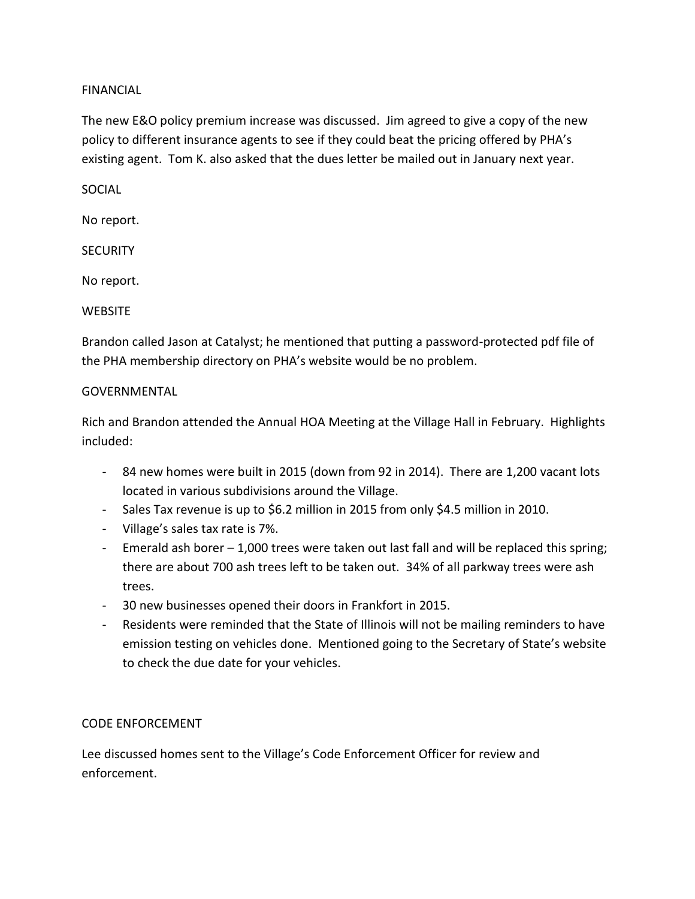FINANCIAL

The new E&O policy premium increase was discussed. Jim agreed to give a copy of the new policy to different insurance agents to see if they could beat the pricing offered by PHA's existing agent. Tom K. also asked that the dues letter be mailed out in January next year.

SOCIAL

No report.

SECURITY

No report.

WEBSITE

Brandon called Jason at Catalyst; he mentioned that putting a password-protected pdf file of the PHA membership directory on PHA's website would be no problem.

GOVERNMENTAL

Rich and Brandon attended the Annual HOA Meeting at the Village Hall in February. Highlights included:

- 84 new homes were built in 2015 (down from 92 in 2014). There are 1,200 vacant lots located in various subdivisions around the Village.
- Sales Tax revenue is up to $6.2 million in 2015 from only $4.5 million in 2010.
- Village's sales tax rate is 7%.
- Emerald ash borer – 1,000 trees were taken out last fall and will be replaced this spring; there are about 700 ash trees left to be taken out. 34% of all parkway trees were ash trees.
- 30 new businesses opened their doors in Frankfort in 2015.
- Residents were reminded that the State of Illinois will not be mailing reminders to have emission testing on vehicles done. Mentioned going to the Secretary of State's website to check the due date for your vehicles.

CODE ENFORCEMENT

Lee discussed homes sent to the Village's Code Enforcement Officer for review and enforcement.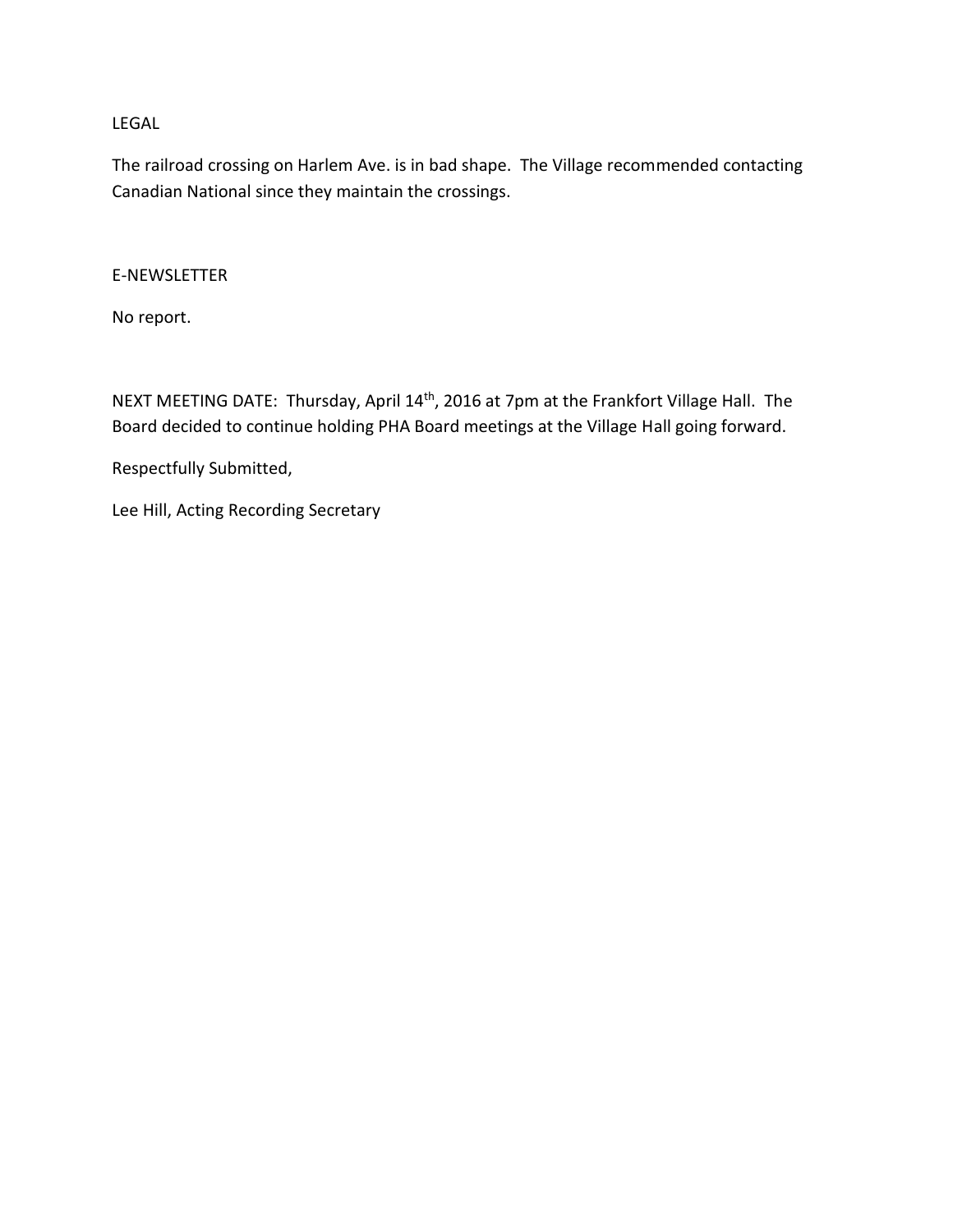LEGAL

The railroad crossing on Harlem Ave. is in bad shape. The Village recommended contacting Canadian National since they maintain the crossings.

E-NEWSLETTER

No report.

NEXT MEETING DATE: Thursday, April 14th, 2016 at 7pm at the Frankfort Village Hall. The Board decided to continue holding PHA Board meetings at the Village Hall going forward.

Respectfully Submitted,

Lee Hill, Acting Recording Secretary